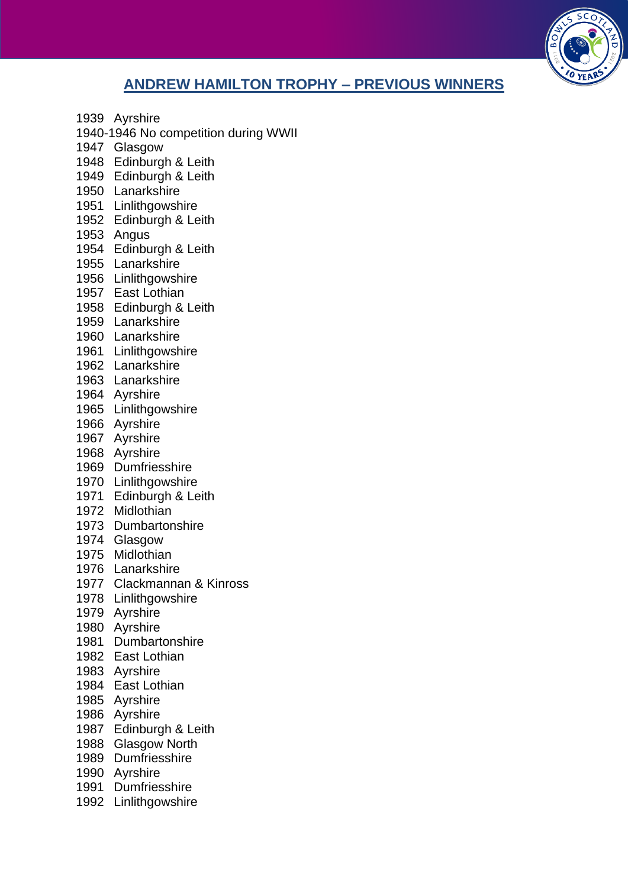## ANDREW HAMILTON TROPHY – PREVIOUS WINNERS

1939 Ayrshire
1940-1946 No competition during WWII
1947 Glasgow
1948 Edinburgh & Leith
1949 Edinburgh & Leith
1950 Lanarkshire
1951 Linlithgowshire
1952 Edinburgh & Leith
1953 Angus
1954 Edinburgh & Leith
1955 Lanarkshire
1956 Linlithgowshire
1957 East Lothian
1958 Edinburgh & Leith
1959 Lanarkshire
1960 Lanarkshire
1961 Linlithgowshire
1962 Lanarkshire
1963 Lanarkshire
1964 Ayrshire
1965 Linlithgowshire
1966 Ayrshire
1967 Ayrshire
1968 Ayrshire
1969 Dumfriesshire
1970 Linlithgowshire
1971 Edinburgh & Leith
1972 Midlothian
1973 Dumbartonshire
1974 Glasgow
1975 Midlothian
1976 Lanarkshire
1977 Clackmannan & Kinross
1978 Linlithgowshire
1979 Ayrshire
1980 Ayrshire
1981 Dumbartonshire
1982 East Lothian
1983 Ayrshire
1984 East Lothian
1985 Ayrshire
1986 Ayrshire
1987 Edinburgh & Leith
1988 Glasgow North
1989 Dumfriesshire
1990 Ayrshire
1991 Dumfriesshire
1992 Linlithgowshire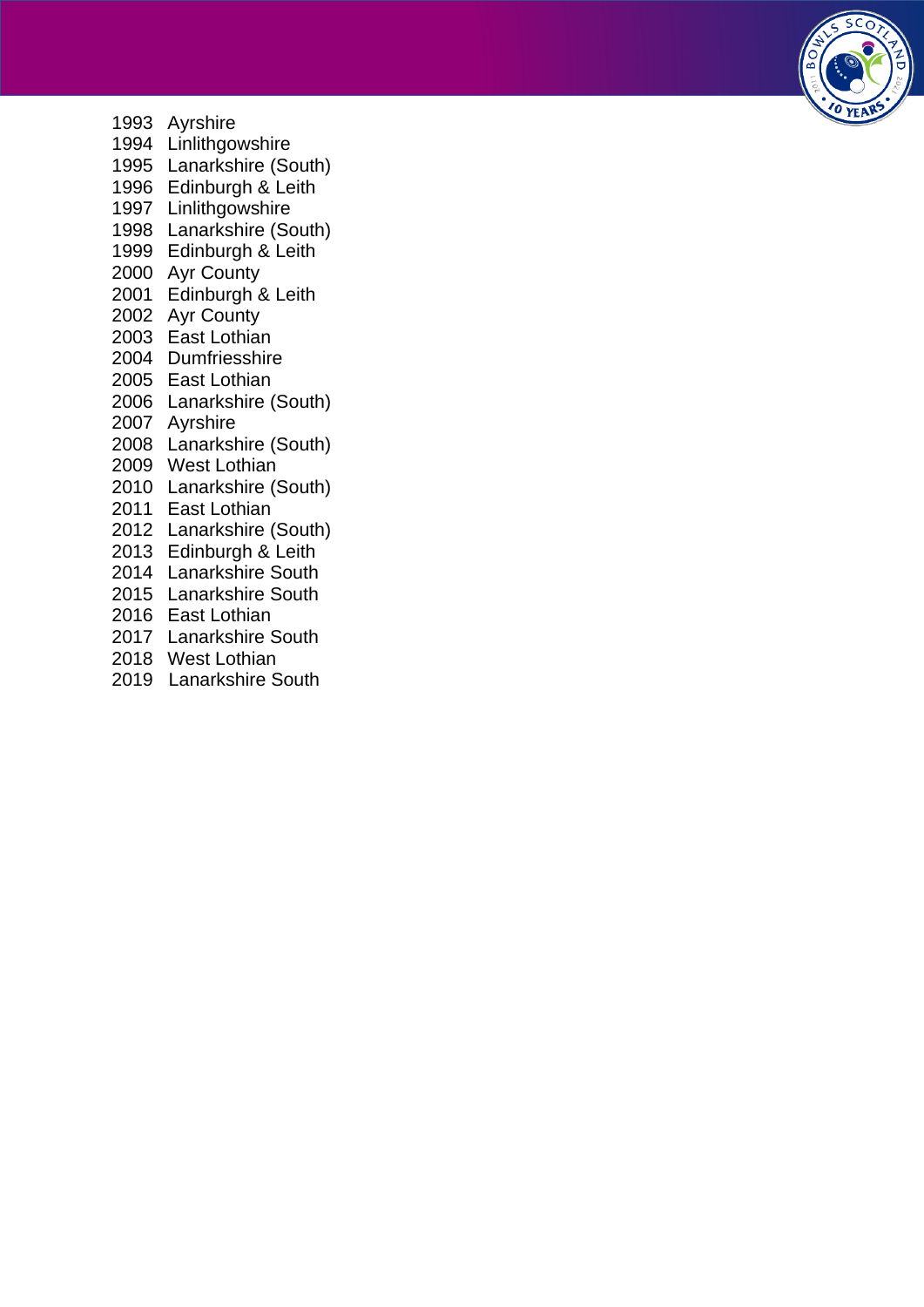| | |
|---|---|
| 1993 | Ayrshire |
| 1994 | Linlithgowshire |
| 1995 | Lanarkshire (South) |
| 1996 | Edinburgh & Leith |
| 1997 | Linlithgowshire |
| 1998 | Lanarkshire (South) |
| 1999 | Edinburgh & Leith |
| 2000 | Ayr County |
| 2001 | Edinburgh & Leith |
| 2002 | Ayr County |
| 2003 | East Lothian |
| 2004 | Dumfriesshire |
| 2005 | East Lothian |
| 2006 | Lanarkshire (South) |
| 2007 | Ayrshire |
| 2008 | Lanarkshire (South) |
| 2009 | West Lothian |
| 2010 | Lanarkshire (South) |
| 2011 | East Lothian |
| 2012 | Lanarkshire (South) |
| 2013 | Edinburgh & Leith |
| 2014 | Lanarkshire South |
| 2015 | Lanarkshire South |
| 2016 | East Lothian |
| 2017 | Lanarkshire South |
| 2018 | West Lothian |
| 2019 | Lanarkshire South |